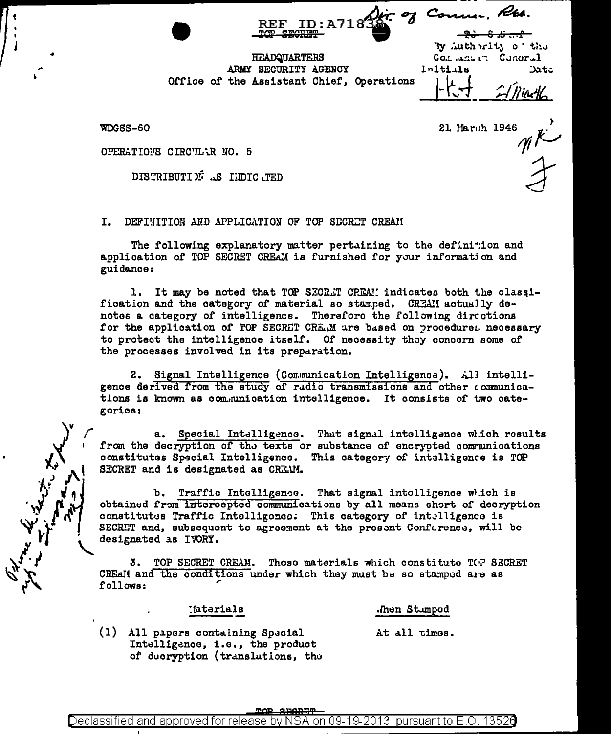REF ID:A71838

TOP SECRET

HEADQUARTERS
ARMY SECURITY AGENCY
Office of the Assistant Chief, Operations

Dir. of Comm. Res.

~~TO S.S.~~
By Authority of the Commanding General
Initials Date

WDGSS-60

21 March 1946

OPERATIONS CIRCULAR NO. 5

DISTRIBUTION AS INDICATED

## I. DEFINITION AND APPLICATION OF TOP SECRET CREAM

The following explanatory matter pertaining to the definition and application of TOP SECRET CREAM is furnished for your information and guidance:

1. It may be noted that TOP SECRET CREAM indicates both the classification and the category of material so stamped. CREAM actually denotes a category of intelligence. Therefore the following directions for the application of TOP SECRET CREAM are based on procedures necessary to protect the intelligence itself. Of necessity they concern some of the processes involved in its preparation.

2. Signal Intelligence (Communication Intelligence). All intelligence derived from the study of radio transmissions and other communications is known as communication intelligence. It consists of two categories:

a. Special Intelligence. That signal intelligence which results from the decryption of the texts or substance of encrypted communications constitutes Special Intelligence. This category of intelligence is TOP SECRET and is designated as CREAM.

b. Traffic Intelligence. That signal intelligence which is obtained from intercepted communications by all means short of decryption constitutes Traffic Intelligence. This category of intelligence is SECRET and, subsequent to agreement at the present Conference, will be designated as IVORY.

3. TOP SECRET CREAM. Those materials which constitute TOP SECRET CREAM and the conditions under which they must be so stamped are as follows:

| Materials | When Stamped |
|---|---|
| (1) All papers containing Special Intelligence, i.e., the product of decryption (translations, the | At all times. |

TOP SECRET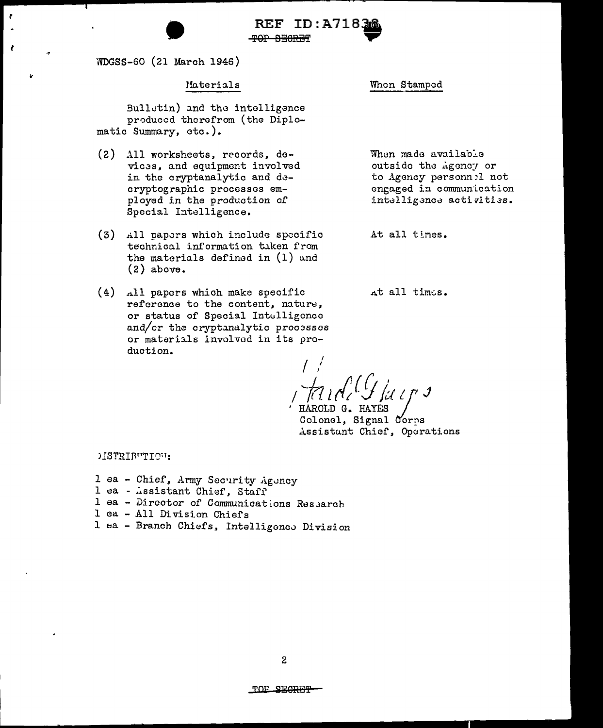REF ID:A71838

~~TOP SECRET~~

WDGSS-60 (21 March 1946)

| Materials | When Stamped |
| --- | --- |
| Bulletin) and the intelligence produced therefrom (the Diplomatic Summary, etc.). | |
| (2) All worksheets, records, devices, and equipment involved in the cryptanalytic and decryptographic processes employed in the production of Special Intelligence. | When made available outside the Agency or to Agency personnel not engaged in communication intelligence activities. |
| (3) All papers which include specific technical information taken from the materials defined in (1) and (2) above. | At all times. |
| (4) All papers which make specific reference to the content, nature, or status of Special Intelligence and/or the cryptanalytic processes or materials involved in its production. | At all times. |

Harold G. Hayes

HAROLD G. HAYES
Colonel, Signal Corps
Assistant Chief, Operations

DISTRIBUTION:

1 ea - Chief, Army Security Agency
1 ea - Assistant Chief, Staff
1 ea - Director of Communications Research
1 ea - All Division Chiefs
1 ea - Branch Chiefs, Intelligence Division

~~TOP SECRET~~